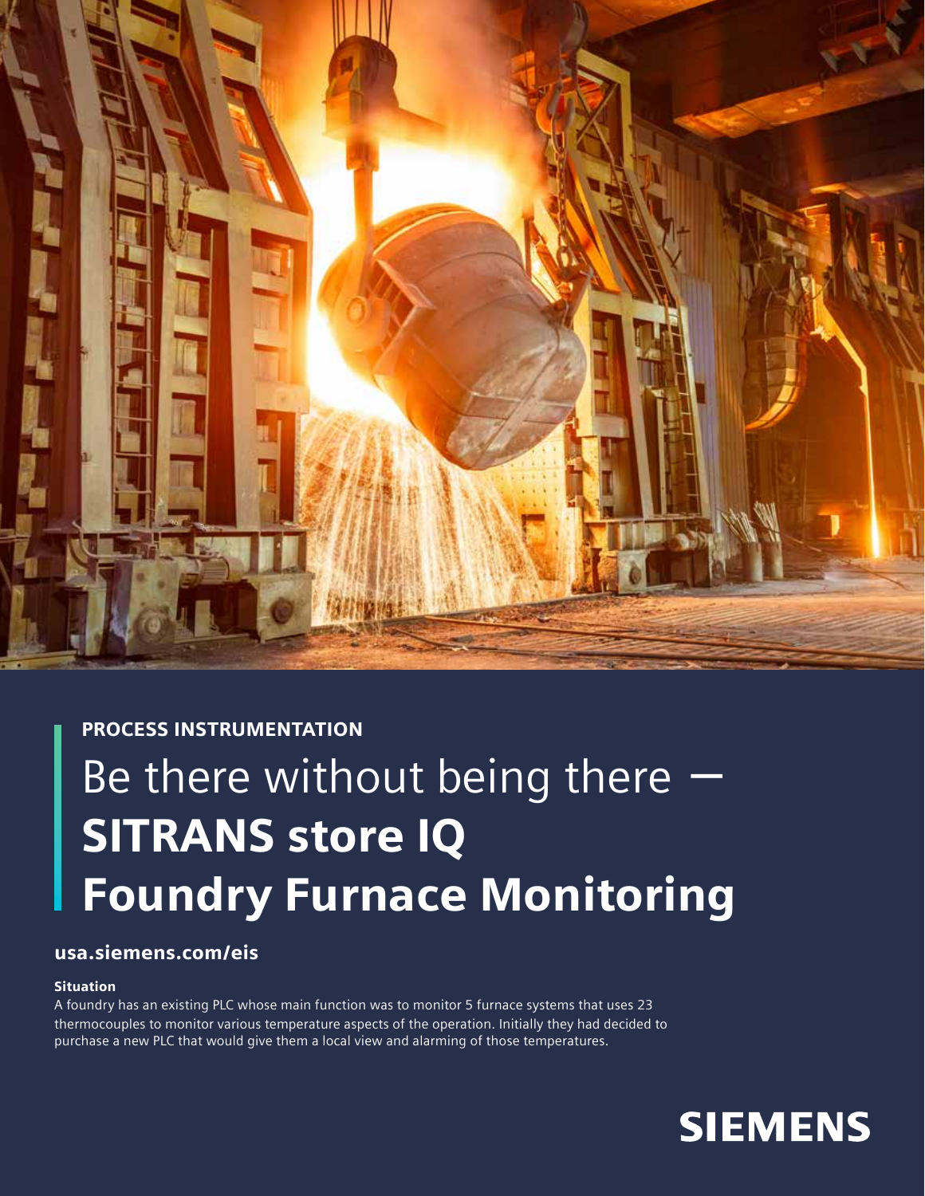PROCESS INSTRUMENTATION

# Be there without being there – SITRANS store IQ Foundry Furnace Monitoring

**usa.siemens.com/eis**

### Situation

A foundry has an existing PLC whose main function was to monitor 5 furnace systems that uses 23 thermocouples to monitor various temperature aspects of the operation. Initially they had decided to purchase a new PLC that would give them a local view and alarming of those temperatures.

SIEMENS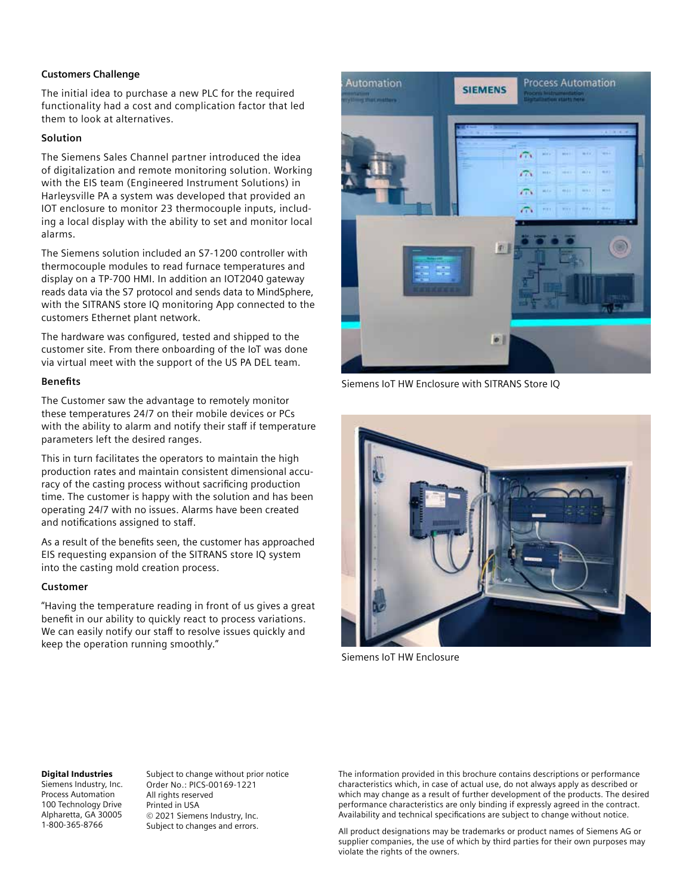### Customers Challenge

The initial idea to purchase a new PLC for the required functionality had a cost and complication factor that led them to look at alternatives.

### Solution

The Siemens Sales Channel partner introduced the idea of digitalization and remote monitoring solution. Working with the EIS team (Engineered Instrument Solutions) in Harleysville PA a system was developed that provided an IOT enclosure to monitor 23 thermocouple inputs, including a local display with the ability to set and monitor local alarms.

The Siemens solution included an S7-1200 controller with thermocouple modules to read furnace temperatures and display on a TP-700 HMI. In addition an IOT2040 gateway reads data via the S7 protocol and sends data to MindSphere, with the SITRANS store IQ monitoring App connected to the customers Ethernet plant network.

The hardware was configured, tested and shipped to the customer site. From there onboarding of the IoT was done via virtual meet with the support of the US PA DEL team.

### Benefits

The Customer saw the advantage to remotely monitor these temperatures 24/7 on their mobile devices or PCs with the ability to alarm and notify their staff if temperature parameters left the desired ranges.

This in turn facilitates the operators to maintain the high production rates and maintain consistent dimensional accuracy of the casting process without sacrificing production time. The customer is happy with the solution and has been operating 24/7 with no issues. Alarms have been created and notifications assigned to staff.

As a result of the benefits seen, the customer has approached EIS requesting expansion of the SITRANS store IQ system into the casting mold creation process.

### Customer

"Having the temperature reading in front of us gives a great benefit in our ability to quickly react to process variations. We can easily notify our staff to resolve issues quickly and keep the operation running smoothly."

Siemens IoT HW Enclosure with SITRANS Store IQ

Siemens IoT HW Enclosure

**Digital Industries**
Siemens Industry, Inc.
Process Automation
100 Technology Drive
Alpharetta, GA 30005
1-800-365-8766

Subject to change without prior notice
Order No.: PICS-00169-1221
All rights reserved
Printed in USA
© 2021 Siemens Industry, Inc.
Subject to changes and errors.

The information provided in this brochure contains descriptions or performance characteristics which, in case of actual use, do not always apply as described or which may change as a result of further development of the products. The desired performance characteristics are only binding if expressly agreed in the contract. Availability and technical specifications are subject to change without notice.

All product designations may be trademarks or product names of Siemens AG or supplier companies, the use of which by third parties for their own purposes may violate the rights of the owners.